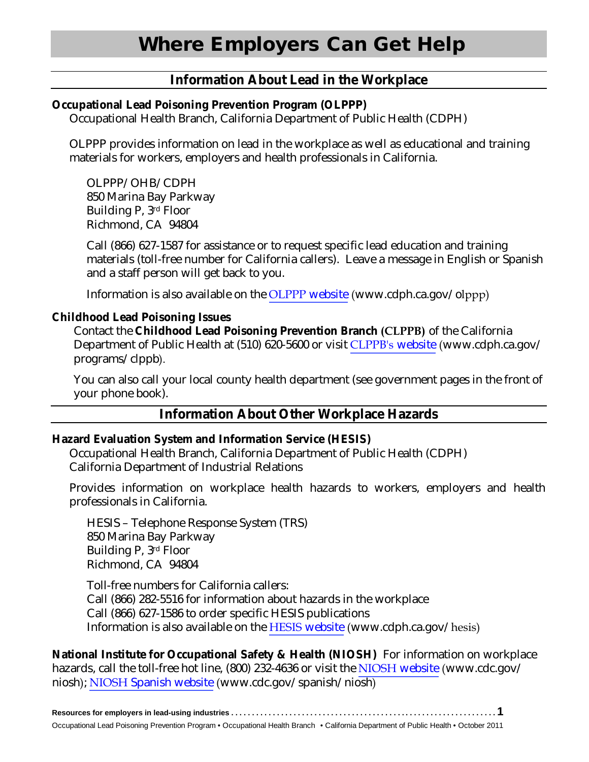# Where Employers Can Get Help

## Information About Lead in the Workplace

**Occupational Lead Poisoning Prevention Program (OLPPP)**

Occupational Health Branch, California Department of Public Health (CDPH)

OLPPP provides information on lead in the workplace as well as educational and training materials for workers, employers and health professionals in California.

OLPPP/OHB/CDPH
850 Marina Bay Parkway
Building P, 3rd Floor
Richmond, CA 94804

Call (866) 627-1587 for assistance or to request specific lead education and training materials (toll-free number for California callers). Leave a message in English or Spanish and a staff person will get back to you.

Information is also available on the OLPPP website (www.cdph.ca.gov/olppp)

**Childhood Lead Poisoning Issues**

Contact the **Childhood Lead Poisoning Prevention Branch (CLPPB)** of the California Department of Public Health at (510) 620-5600 or visit CLPPB's website (www.cdph.ca.gov/programs/clppb).

You can also call your local county health department (see government pages in the front of your phone book).

## Information About Other Workplace Hazards

**Hazard Evaluation System and Information Service (HESIS)**

Occupational Health Branch, California Department of Public Health (CDPH)
California Department of Industrial Relations

Provides information on workplace health hazards to workers, employers and health professionals in California.

HESIS – Telephone Response System (TRS)
850 Marina Bay Parkway
Building P, 3rd Floor
Richmond, CA 94804

Toll-free numbers for California callers:
Call (866) 282-5516 for information about hazards in the workplace
Call (866) 627-1586 to order specific HESIS publications
Information is also available on the HESIS website (www.cdph.ca.gov/hesis)

**National Institute for Occupational Safety & Health (NIOSH)** For information on workplace hazards, call the toll-free hot line, (800) 232-4636 or visit the NIOSH website (www.cdc.gov/niosh); NIOSH Spanish website (www.cdc.gov/spanish/niosh)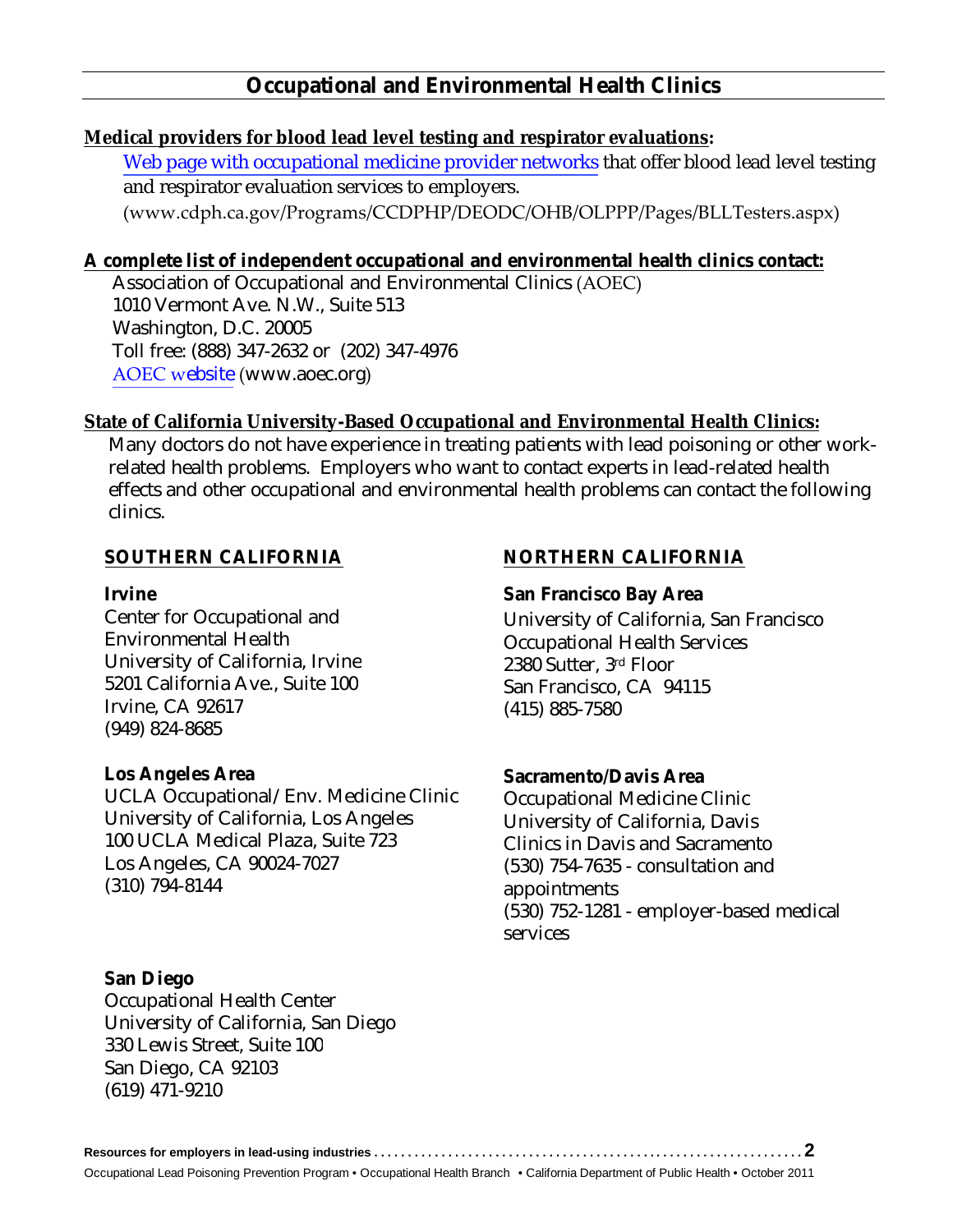# Occupational and Environmental Health Clinics

**Medical providers for blood lead level testing and respirator evaluations:**

Web page with occupational medicine provider networks that offer blood lead level testing and respirator evaluation services to employers.
(www.cdph.ca.gov/Programs/CCDPHP/DEODC/OHB/OLPPP/Pages/BLLTesters.aspx)

**A complete list of independent occupational and environmental health clinics contact:**

Association of Occupational and Environmental Clinics (AOEC)
1010 Vermont Ave. N.W., Suite 513
Washington, D.C. 20005
Toll free: (888) 347-2632 or (202) 347-4976
AOEC website (www.aoec.org)

**State of California University-Based Occupational and Environmental Health Clinics:**

Many doctors do not have experience in treating patients with lead poisoning or other work-related health problems. Employers who want to contact experts in lead-related health effects and other occupational and environmental health problems can contact the following clinics.

## SOUTHERN CALIFORNIA

**Irvine**
Center for Occupational and Environmental Health
University of California, Irvine
5201 California Ave., Suite 100
Irvine, CA 92617
(949) 824-8685

**Los Angeles Area**
UCLA Occupational/ Env. Medicine Clinic
University of California, Los Angeles
100 UCLA Medical Plaza, Suite 723
Los Angeles, CA 90024-7027
(310) 794-8144

**San Diego**
Occupational Health Center
University of California, San Diego
330 Lewis Street, Suite 100
San Diego, CA 92103
(619) 471-9210

## NORTHERN CALIFORNIA

**San Francisco Bay Area**
University of California, San Francisco
Occupational Health Services
2380 Sutter, 3rd Floor
San Francisco, CA 94115
(415) 885-7580

**Sacramento/Davis Area**
Occupational Medicine Clinic
University of California, Davis
Clinics in Davis and Sacramento
(530) 754-7635 - consultation and appointments
(530) 752-1281 - employer-based medical services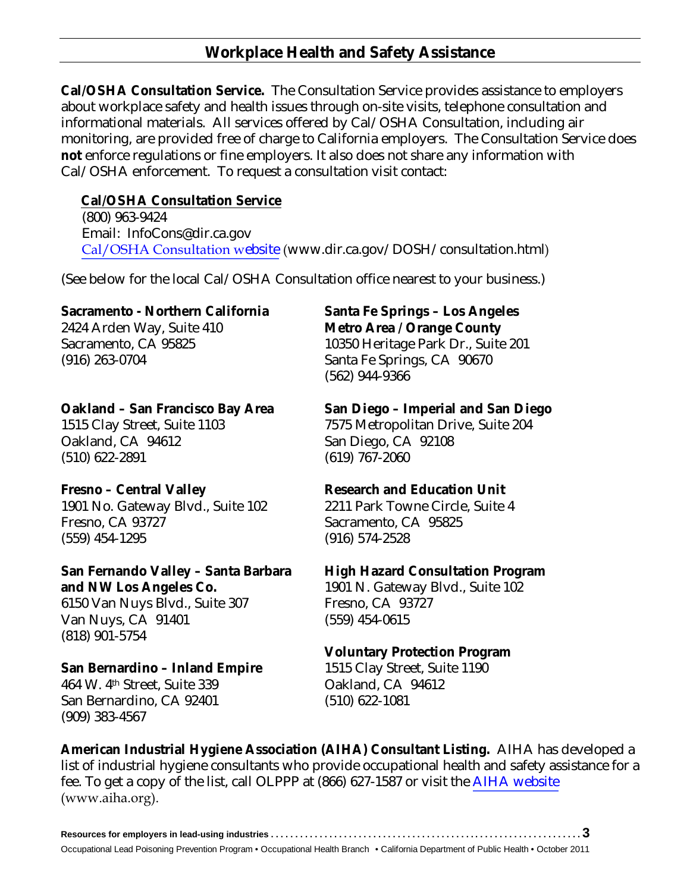## Workplace Health and Safety Assistance

**Cal/OSHA Consultation Service.** The Consultation Service provides assistance to employers about workplace safety and health issues through on-site visits, telephone consultation and informational materials. All services offered by Cal/OSHA Consultation, including air monitoring, are provided free of charge to California employers. The Consultation Service does **not** enforce regulations or fine employers. It also does not share any information with Cal/OSHA enforcement. To request a consultation visit contact:

**Cal/OSHA Consultation Service**
(800) 963-9424
Email: InfoCons@dir.ca.gov
Cal/OSHA Consultation website (www.dir.ca.gov/DOSH/consultation.html)

(See below for the local Cal/OSHA Consultation office nearest to your business.)

**Sacramento - Northern California**
2424 Arden Way, Suite 410
Sacramento, CA 95825
(916) 263-0704

**Oakland – San Francisco Bay Area**
1515 Clay Street, Suite 1103
Oakland, CA 94612
(510) 622-2891

**Fresno – Central Valley**
1901 No. Gateway Blvd., Suite 102
Fresno, CA 93727
(559) 454-1295

**San Fernando Valley – Santa Barbara and NW Los Angeles Co.**
6150 Van Nuys Blvd., Suite 307
Van Nuys, CA 91401
(818) 901-5754

**San Bernardino – Inland Empire**
464 W. 4th Street, Suite 339
San Bernardino, CA 92401
(909) 383-4567

**Santa Fe Springs – Los Angeles Metro Area / Orange County**
10350 Heritage Park Dr., Suite 201
Santa Fe Springs, CA 90670
(562) 944-9366

**San Diego – Imperial and San Diego**
7575 Metropolitan Drive, Suite 204
San Diego, CA 92108
(619) 767-2060

**Research and Education Unit**
2211 Park Towne Circle, Suite 4
Sacramento, CA 95825
(916) 574-2528

**High Hazard Consultation Program**
1901 N. Gateway Blvd., Suite 102
Fresno, CA 93727
(559) 454-0615

**Voluntary Protection Program**
1515 Clay Street, Suite 1190
Oakland, CA 94612
(510) 622-1081

**American Industrial Hygiene Association (AIHA) Consultant Listing.** AIHA has developed a list of industrial hygiene consultants who provide occupational health and safety assistance for a fee. To get a copy of the list, call OLPPP at (866) 627-1587 or visit the AIHA website (www.aiha.org).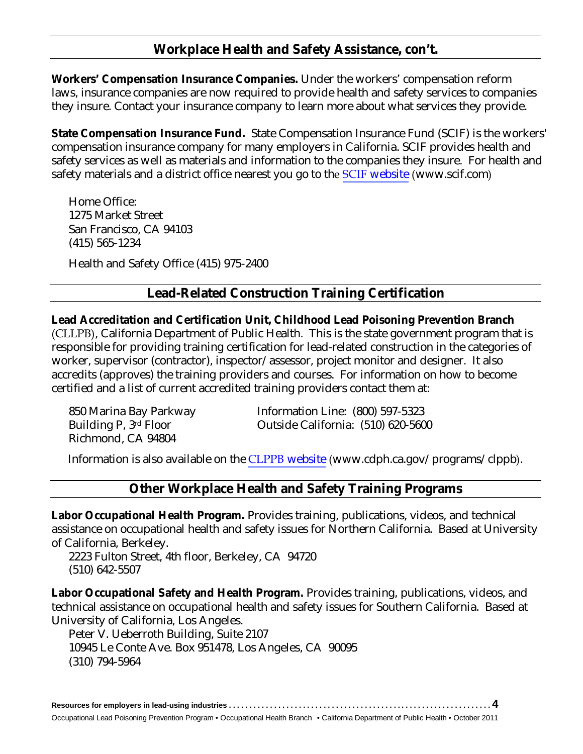## Workplace Health and Safety Assistance, con't.

**Workers' Compensation Insurance Companies.** Under the workers' compensation reform laws, insurance companies are now required to provide health and safety services to companies they insure. Contact your insurance company to learn more about what services they provide.

**State Compensation Insurance Fund.** State Compensation Insurance Fund (SCIF) is the workers' compensation insurance company for many employers in California. SCIF provides health and safety services as well as materials and information to the companies they insure. For health and safety materials and a district office nearest you go to the SCIF website (www.scif.com)

Home Office:
1275 Market Street
San Francisco, CA 94103
(415) 565-1234

Health and Safety Office (415) 975-2400

## Lead-Related Construction Training Certification

**Lead Accreditation and Certification Unit, Childhood Lead Poisoning Prevention Branch** (CLLPB), California Department of Public Health. This is the state government program that is responsible for providing training certification for lead-related construction in the categories of worker, supervisor (contractor), inspector/assessor, project monitor and designer. It also accredits (approves) the training providers and courses. For information on how to become certified and a list of current accredited training providers contact them at:

850 Marina Bay Parkway
Building P, 3rd Floor
Richmond, CA 94804

Information Line: (800) 597-5323
Outside California: (510) 620-5600

Information is also available on the CLPPB website (www.cdph.ca.gov/programs/clppb).

## Other Workplace Health and Safety Training Programs

**Labor Occupational Health Program.** Provides training, publications, videos, and technical assistance on occupational health and safety issues for Northern California. Based at University of California, Berkeley.

2223 Fulton Street, 4th floor, Berkeley, CA 94720
(510) 642-5507

**Labor Occupational Safety and Health Program.** Provides training, publications, videos, and technical assistance on occupational health and safety issues for Southern California. Based at University of California, Los Angeles.

Peter V. Ueberroth Building, Suite 2107
10945 Le Conte Ave. Box 951478, Los Angeles, CA 90095
(310) 794-5964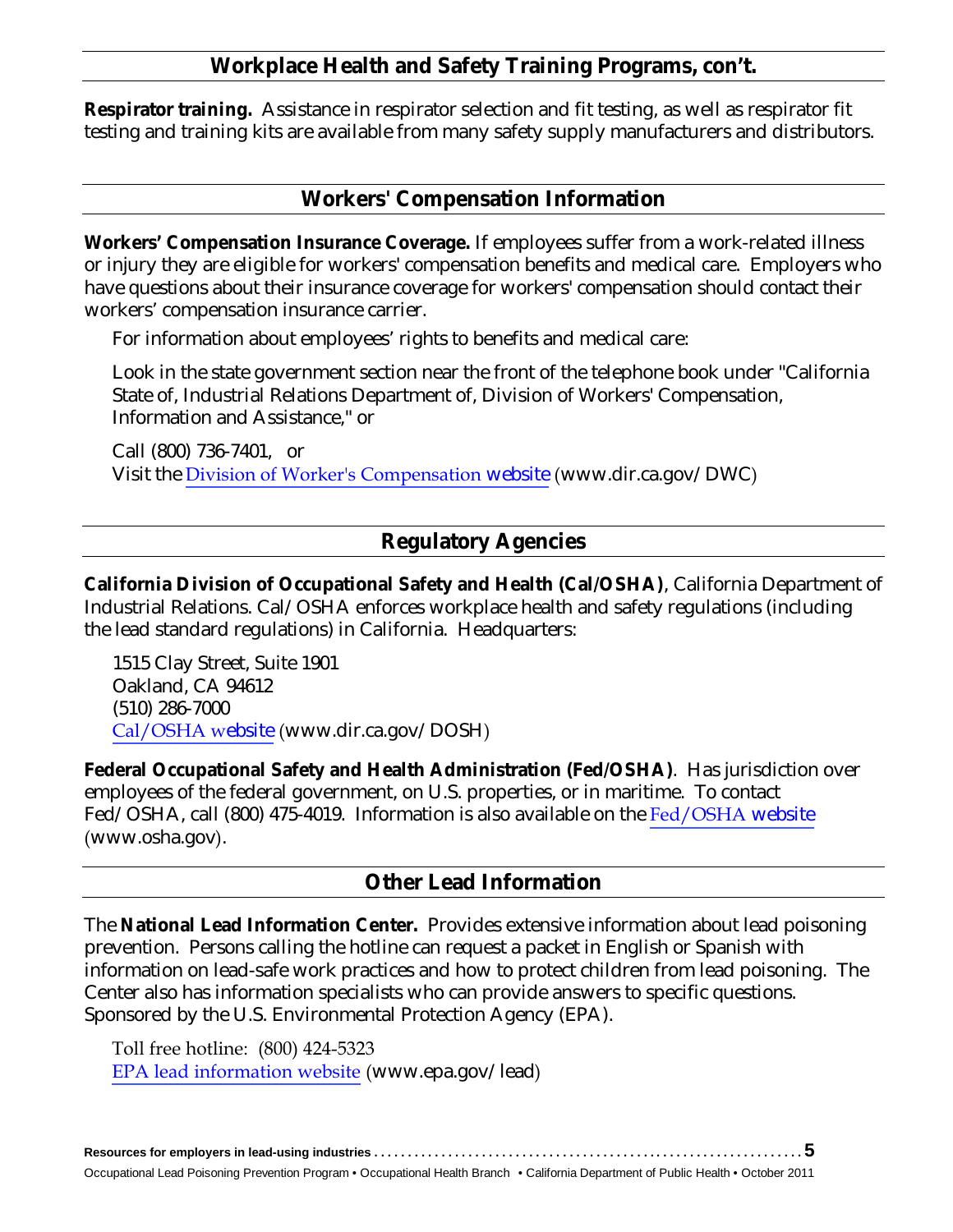## Workplace Health and Safety Training Programs, con't.

**Respirator training.** Assistance in respirator selection and fit testing, as well as respirator fit testing and training kits are available from many safety supply manufacturers and distributors.

## Workers' Compensation Information

**Workers' Compensation Insurance Coverage.** If employees suffer from a work-related illness or injury they are eligible for workers' compensation benefits and medical care. Employers who have questions about their insurance coverage for workers' compensation should contact their workers' compensation insurance carrier.

For information about employees' rights to benefits and medical care:

Look in the state government section near the front of the telephone book under "California State of, Industrial Relations Department of, Division of Workers' Compensation, Information and Assistance," or

Call (800) 736-7401, or
Visit the Division of Worker's Compensation website (www.dir.ca.gov/DWC)

## Regulatory Agencies

**California Division of Occupational Safety and Health (Cal/OSHA)**, California Department of Industrial Relations. Cal/OSHA enforces workplace health and safety regulations (including the lead standard regulations) in California. Headquarters:

1515 Clay Street, Suite 1901
Oakland, CA 94612
(510) 286-7000
Cal/OSHA website (www.dir.ca.gov/DOSH)

**Federal Occupational Safety and Health Administration (Fed/OSHA)**. Has jurisdiction over employees of the federal government, on U.S. properties, or in maritime. To contact Fed/OSHA, call (800) 475-4019. Information is also available on the Fed/OSHA website (www.osha.gov).

## Other Lead Information

The **National Lead Information Center.** Provides extensive information about lead poisoning prevention. Persons calling the hotline can request a packet in English or Spanish with information on lead-safe work practices and how to protect children from lead poisoning. The Center also has information specialists who can provide answers to specific questions. Sponsored by the U.S. Environmental Protection Agency (EPA).

Toll free hotline: (800) 424-5323
EPA lead information website (www.epa.gov/lead)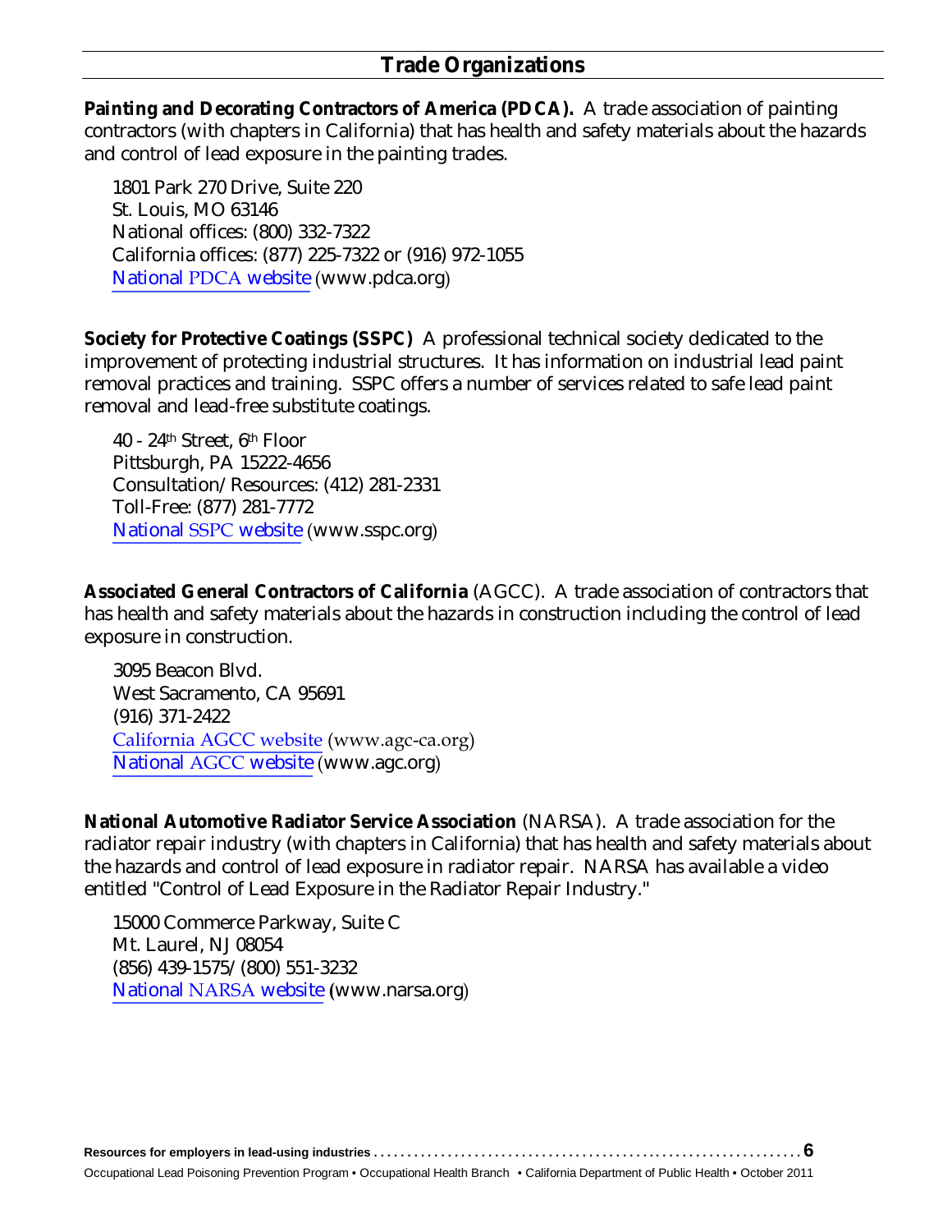## Trade Organizations

**Painting and Decorating Contractors of America (PDCA).** A trade association of painting contractors (with chapters in California) that has health and safety materials about the hazards and control of lead exposure in the painting trades.

1801 Park 270 Drive, Suite 220
St. Louis, MO 63146
National offices: (800) 332-7322
California offices: (877) 225-7322 or (916) 972-1055
National PDCA website (www.pdca.org)

**Society for Protective Coatings (SSPC)** A professional technical society dedicated to the improvement of protecting industrial structures. It has information on industrial lead paint removal practices and training. SSPC offers a number of services related to safe lead paint removal and lead-free substitute coatings.

40 - 24th Street, 6th Floor
Pittsburgh, PA 15222-4656
Consultation/Resources: (412) 281-2331
Toll-Free: (877) 281-7772
National SSPC website (www.sspc.org)

**Associated General Contractors of California** (AGCC). A trade association of contractors that has health and safety materials about the hazards in construction including the control of lead exposure in construction.

3095 Beacon Blvd.
West Sacramento, CA 95691
(916) 371-2422
California AGCC website (www.agc-ca.org)
National AGCC website (www.agc.org)

**National Automotive Radiator Service Association** (NARSA). A trade association for the radiator repair industry (with chapters in California) that has health and safety materials about the hazards and control of lead exposure in radiator repair. NARSA has available a video entitled "Control of Lead Exposure in the Radiator Repair Industry."

15000 Commerce Parkway, Suite C
Mt. Laurel, NJ 08054
(856) 439-1575/(800) 551-3232
National NARSA website (www.narsa.org)